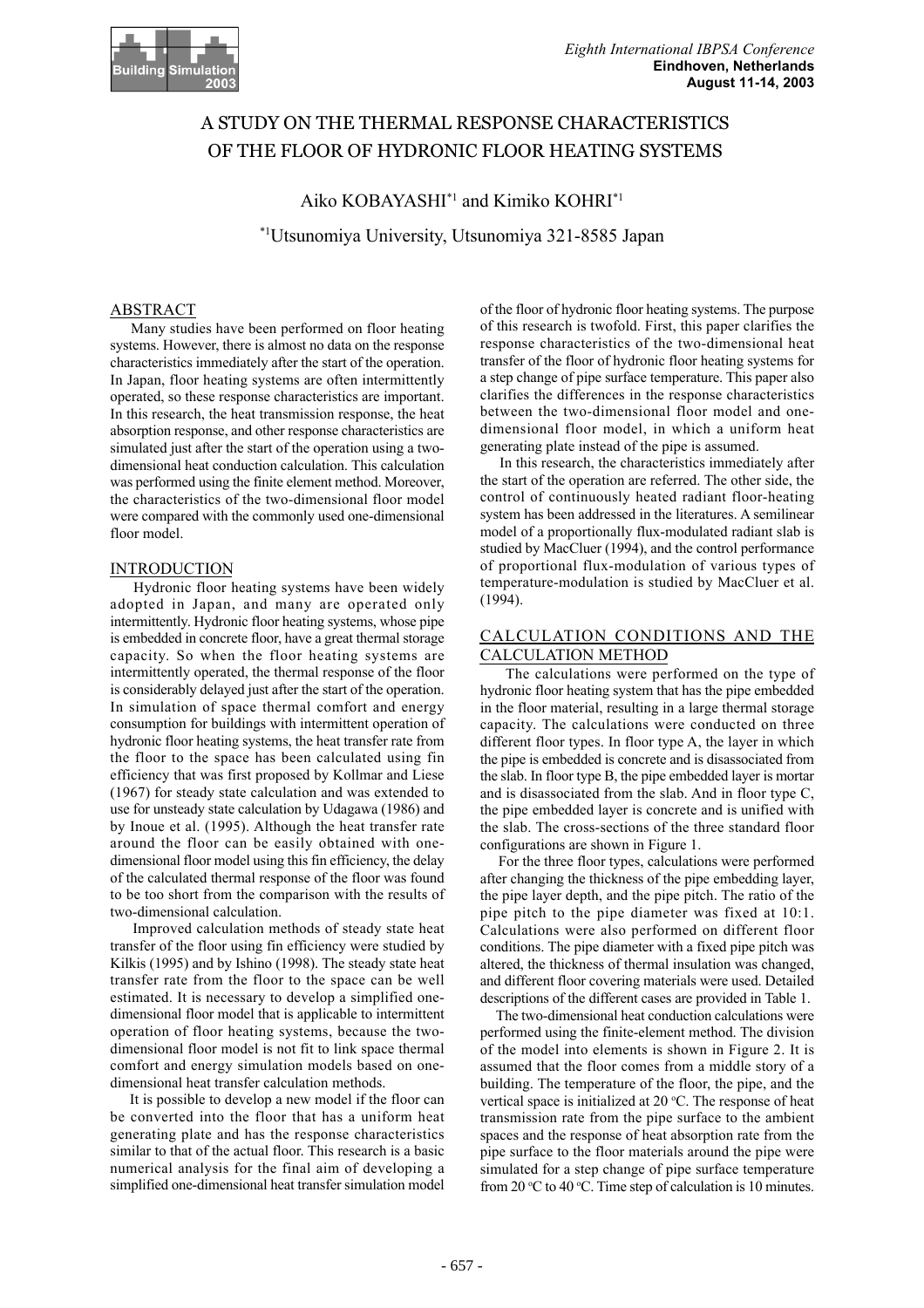# A STUDY ON THE THERMAL RESPONSE CHARACTERISTICS OF THE FLOOR OF HYDRONIC FLOOR HEATING SYSTEMS

Aiko KOBAYASHI[*1] and Kimiko KOHRI[*1]

[*1]Utsunomiya University, Utsunomiya 321-8585 Japan

## ABSTRACT

Many studies have been performed on floor heating systems. However, there is almost no data on the response characteristics immediately after the start of the operation. In Japan, floor heating systems are often intermittently operated, so these response characteristics are important. In this research, the heat transmission response, the heat absorption response, and other response characteristics are simulated just after the start of the operation using a two-dimensional heat conduction calculation. This calculation was performed using the finite element method. Moreover, the characteristics of the two-dimensional floor model were compared with the commonly used one-dimensional floor model.

## INTRODUCTION

Hydronic floor heating systems have been widely adopted in Japan, and many are operated only intermittently. Hydronic floor heating systems, whose pipe is embedded in concrete floor, have a great thermal storage capacity. So when the floor heating systems are intermittently operated, the thermal response of the floor is considerably delayed just after the start of the operation. In simulation of space thermal comfort and energy consumption for buildings with intermittent operation of hydronic floor heating systems, the heat transfer rate from the floor to the space has been calculated using fin efficiency that was first proposed by Kollmar and Liese (1967) for steady state calculation and was extended to use for unsteady state calculation by Udagawa (1986) and by Inoue et al. (1995). Although the heat transfer rate around the floor can be easily obtained with one-dimensional floor model using this fin efficiency, the delay of the calculated thermal response of the floor was found to be too short from the comparison with the results of two-dimensional calculation.

Improved calculation methods of steady state heat transfer of the floor using fin efficiency were studied by Kilkis (1995) and by Ishino (1998). The steady state heat transfer rate from the floor to the space can be well estimated. It is necessary to develop a simplified one-dimensional floor model that is applicable to intermittent operation of floor heating systems, because the two-dimensional floor model is not fit to link space thermal comfort and energy simulation models based on one-dimensional heat transfer calculation methods.

It is possible to develop a new model if the floor can be converted into the floor that has a uniform heat generating plate and has the response characteristics similar to that of the actual floor. This research is a basic numerical analysis for the final aim of developing a simplified one-dimensional heat transfer simulation model of the floor of hydronic floor heating systems. The purpose of this research is twofold. First, this paper clarifies the response characteristics of the two-dimensional heat transfer of the floor of hydronic floor heating systems for a step change of pipe surface temperature. This paper also clarifies the differences in the response characteristics between the two-dimensional floor model and one-dimensional floor model, in which a uniform heat generating plate instead of the pipe is assumed.

In this research, the characteristics immediately after the start of the operation are referred. The other side, the control of continuously heated radiant floor-heating system has been addressed in the literatures. A semilinear model of a proportionally flux-modulated radiant slab is studied by MacCluer (1994), and the control performance of proportional flux-modulation of various types of temperature-modulation is studied by MacCluer et al. (1994).

## CALCULATION CONDITIONS AND THE CALCULATION METHOD

The calculations were performed on the type of hydronic floor heating system that has the pipe embedded in the floor material, resulting in a large thermal storage capacity. The calculations were conducted on three different floor types. In floor type A, the layer in which the pipe is embedded is concrete and is disassociated from the slab. In floor type B, the pipe embedded layer is mortar and is disassociated from the slab. And in floor type C, the pipe embedded layer is concrete and is unified with the slab. The cross-sections of the three standard floor configurations are shown in Figure 1.

For the three floor types, calculations were performed after changing the thickness of the pipe embedding layer, the pipe layer depth, and the pipe pitch. The ratio of the pipe pitch to the pipe diameter was fixed at 10:1. Calculations were also performed on different floor conditions. The pipe diameter with a fixed pipe pitch was altered, the thickness of thermal insulation was changed, and different floor covering materials were used. Detailed descriptions of the different cases are provided in Table 1.

The two-dimensional heat conduction calculations were performed using the finite-element method. The division of the model into elements is shown in Figure 2. It is assumed that the floor comes from a middle story of a building. The temperature of the floor, the pipe, and the vertical space is initialized at 20 °C. The response of heat transmission rate from the pipe surface to the ambient spaces and the response of heat absorption rate from the pipe surface to the floor materials around the pipe were simulated for a step change of pipe surface temperature from 20 °C to 40 °C. Time step of calculation is 10 minutes.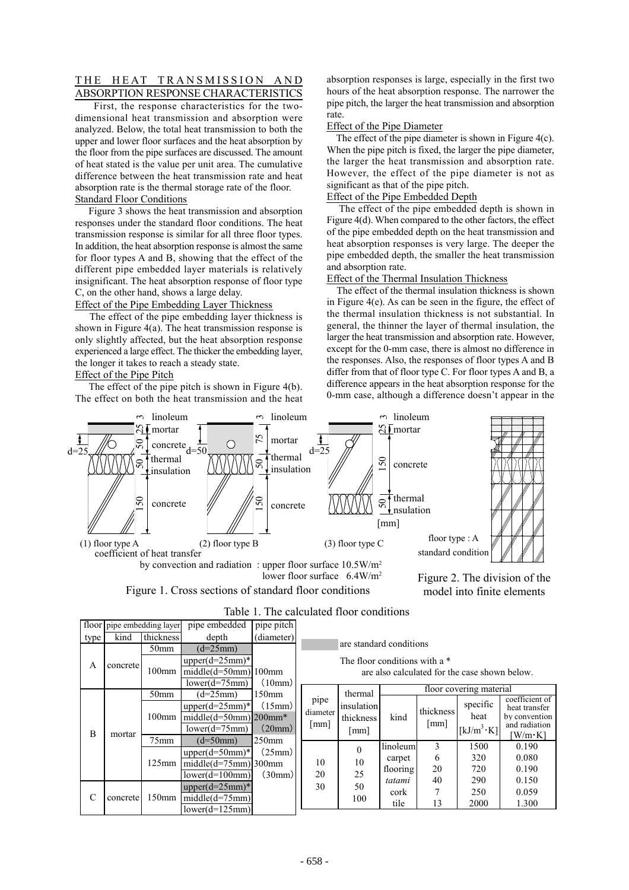## THE HEAT TRANSMISSION AND ABSORPTION RESPONSE CHARACTERISTICS

First, the response characteristics for the two-dimensional heat transmission and absorption were analyzed. Below, the total heat transmission to both the upper and lower floor surfaces and the heat absorption by the floor from the pipe surfaces are discussed. The amount of heat stated is the value per unit area. The cumulative difference between the heat transmission rate and heat absorption rate is the thermal storage rate of the floor.

### Standard Floor Conditions

Figure 3 shows the heat transmission and absorption responses under the standard floor conditions. The heat transmission response is similar for all three floor types. In addition, the heat absorption response is almost the same for floor types A and B, showing that the effect of the different pipe embedded layer materials is relatively insignificant. The heat absorption response of floor type C, on the other hand, shows a large delay.

### Effect of the Pipe Embedding Layer Thickness

The effect of the pipe embedding layer thickness is shown in Figure 4(a). The heat transmission response is only slightly affected, but the heat absorption response experienced a large effect. The thicker the embedding layer, the longer it takes to reach a steady state.

### Effect of the Pipe Pitch

The effect of the pipe pitch is shown in Figure 4(b). The effect on both the heat transmission and the heat absorption responses is large, especially in the first two hours of the heat absorption response. The narrower the pipe pitch, the larger the heat transmission and absorption rate.

### Effect of the Pipe Diameter

The effect of the pipe diameter is shown in Figure 4(c). When the pipe pitch is fixed, the larger the pipe diameter, the larger the heat transmission and absorption rate. However, the effect of the pipe diameter is not as significant as that of the pipe pitch.

### Effect of the Pipe Embedded Depth

The effect of the pipe embedded depth is shown in Figure 4(d). When compared to the other factors, the effect of the pipe embedded depth on the heat transmission and heat absorption responses is very large. The deeper the pipe embedded depth, the smaller the heat transmission and absorption rate.

### Effect of the Thermal Insulation Thickness

The effect of the thermal insulation thickness is shown in Figure 4(e). As can be seen in the figure, the effect of the thermal insulation thickness is not substantial. In general, the thinner the layer of thermal insulation, the larger the heat transmission and absorption rate. However, except for the 0-mm case, there is almost no difference in the responses. Also, the responses of floor types A and B differ from that of floor type C. For floor types A and B, a difference appears in the heat absorption response for the 0-mm case, although a difference doesn't appear in the

(1) floor type A: linoleum 3, mortar 25, concrete 50 (d=25), thermal insulation 50, concrete 150
(2) floor type B: linoleum 3, mortar 75 (d=50), thermal insulation 50, concrete 150
(3) floor type C: linoleum 3, mortar 25, concrete 150 (d=25), thermal insulation 50 [mm]

coefficient of heat transfer by convection and radiation : upper floor surface 10.5W/m²
lower floor surface 6.4W/m²

Figure 1. Cross sections of standard floor conditions

floor type : A
standard condition

Figure 2. The division of the model into finite elements

Table 1. The calculated floor conditions

| floor type | pipe embedding layer kind | pipe embedding layer thickness | pipe embedded depth | pipe pitch (diameter) |
|---|---|---|---|---|
| A | concrete | 50mm | (d=25mm) | 100mm (10mm) |
| | | 100mm | upper(d=25mm)* | |
| | | | middle(d=50mm) | |
| | | | lower(d=75mm) | |
| B | mortar | 50mm | (d=25mm) | 150mm (15mm) |
| | | 100mm | upper(d=25mm)* | 200mm* (20mm) |
| | | | middle(d=50mm) | |
| | | | lower(d=75mm) | |
| | | 75mm | (d=50mm) | 250mm (25mm) |
| | | 125mm | upper(d=50mm)* | |
| | | | middle(d=75mm) | 300mm (30mm) |
| | | | lower(d=100mm) | |
| C | concrete | 150mm | upper(d=25mm)* | |
| | | | middle(d=75mm) | |
| | | | lower(d=125mm) | |

(shaded) are standard conditions

The floor conditions with a * are also calculated for the case shown below.

| pipe diameter [mm] | thermal insulation thickness [mm] | floor covering material kind | thickness [mm] | specific heat [kJ/m³·K] | coefficient of heat transfer by convection and radiation [W/m·K] |
|---|---|---|---|---|---|
| 10 | 0 | linoleum | 3 | 1500 | 0.190 |
| 20 | 10 | carpet | 6 | 320 | 0.080 |
| 30 | 25 | flooring | 20 | 720 | 0.190 |
| | 50 | *tatami* | 40 | 290 | 0.150 |
| | 100 | cork | 7 | 250 | 0.059 |
| | | tile | 13 | 2000 | 1.300 |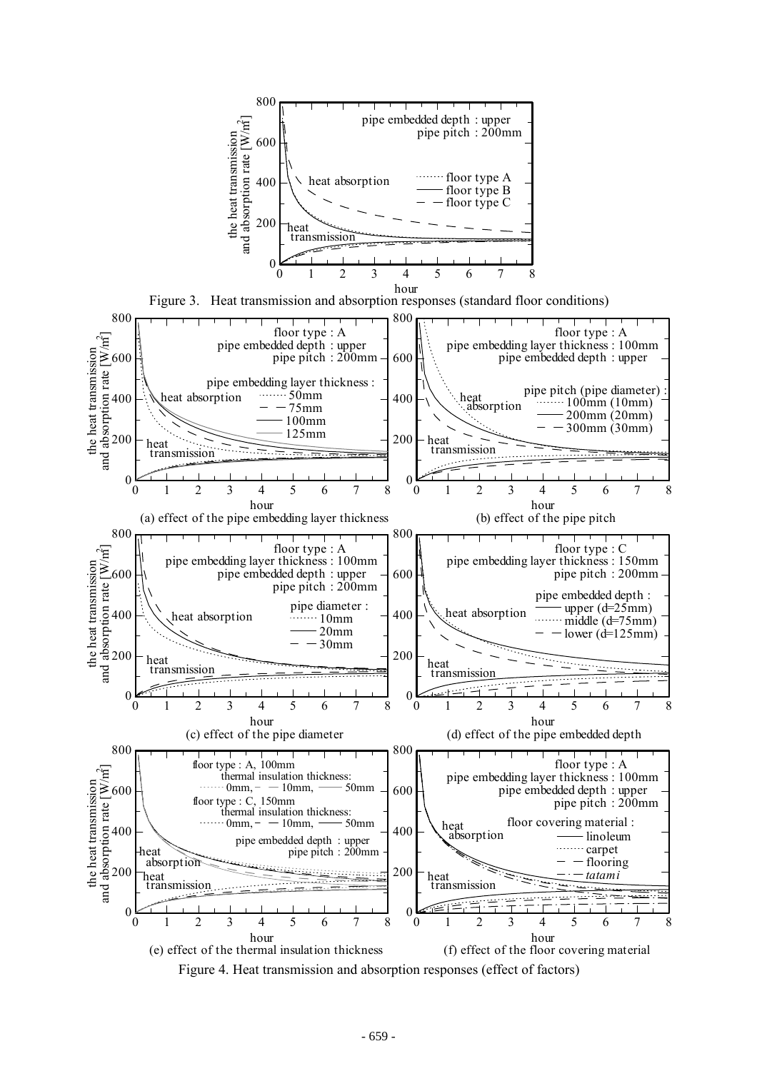Figure 3. Heat transmission and absorption responses (standard floor conditions)

(a) effect of the pipe embedding layer thickness

(b) effect of the pipe pitch

(c) effect of the pipe diameter

(d) effect of the pipe embedded depth

(e) effect of the thermal insulation thickness

(f) effect of the floor covering material

Figure 4. Heat transmission and absorption responses (effect of factors)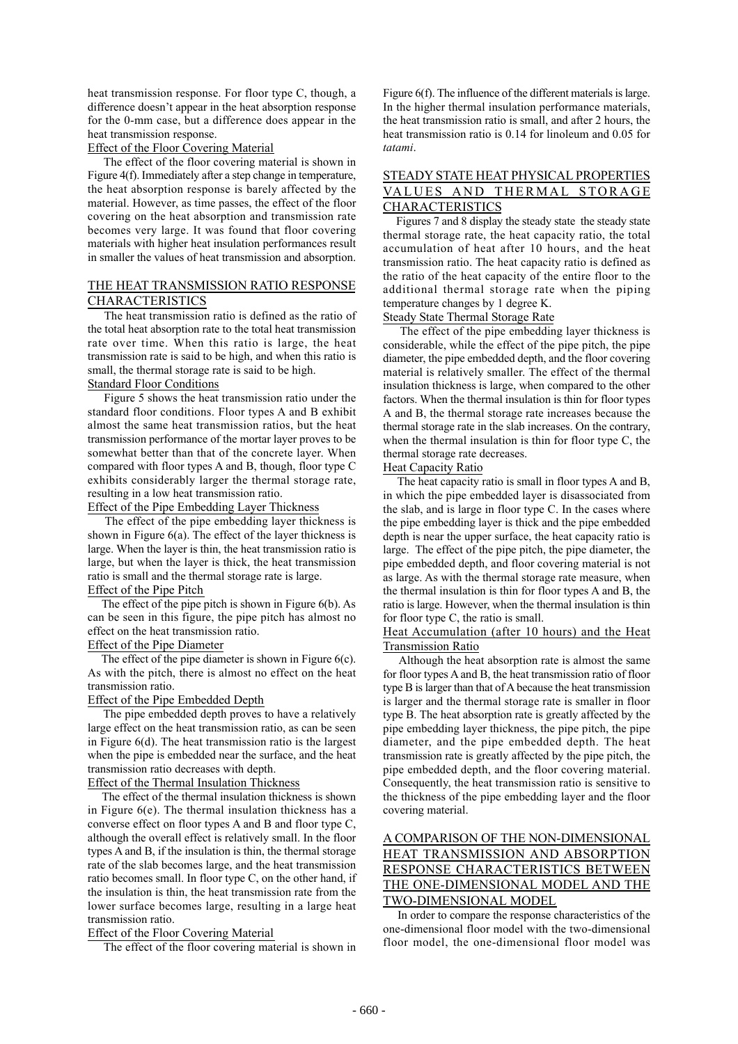heat transmission response. For floor type C, though, a difference doesn't appear in the heat absorption response for the 0-mm case, but a difference does appear in the heat transmission response.

### Effect of the Floor Covering Material

The effect of the floor covering material is shown in Figure 4(f). Immediately after a step change in temperature, the heat absorption response is barely affected by the material. However, as time passes, the effect of the floor covering on the heat absorption and transmission rate becomes very large. It was found that floor covering materials with higher heat insulation performances result in smaller the values of heat transmission and absorption.

## THE HEAT TRANSMISSION RATIO RESPONSE CHARACTERISTICS

The heat transmission ratio is defined as the ratio of the total heat absorption rate to the total heat transmission rate over time. When this ratio is large, the heat transmission rate is said to be high, and when this ratio is small, the thermal storage rate is said to be high.

### Standard Floor Conditions

Figure 5 shows the heat transmission ratio under the standard floor conditions. Floor types A and B exhibit almost the same heat transmission ratios, but the heat transmission performance of the mortar layer proves to be somewhat better than that of the concrete layer. When compared with floor types A and B, though, floor type C exhibits considerably larger the thermal storage rate, resulting in a low heat transmission ratio.

### Effect of the Pipe Embedding Layer Thickness

The effect of the pipe embedding layer thickness is shown in Figure 6(a). The effect of the layer thickness is large. When the layer is thin, the heat transmission ratio is large, but when the layer is thick, the heat transmission ratio is small and the thermal storage rate is large.

### Effect of the Pipe Pitch

The effect of the pipe pitch is shown in Figure 6(b). As can be seen in this figure, the pipe pitch has almost no effect on the heat transmission ratio.

### Effect of the Pipe Diameter

The effect of the pipe diameter is shown in Figure 6(c). As with the pitch, there is almost no effect on the heat transmission ratio.

### Effect of the Pipe Embedded Depth

The pipe embedded depth proves to have a relatively large effect on the heat transmission ratio, as can be seen in Figure 6(d). The heat transmission ratio is the largest when the pipe is embedded near the surface, and the heat transmission ratio decreases with depth.

### Effect of the Thermal Insulation Thickness

The effect of the thermal insulation thickness is shown in Figure 6(e). The thermal insulation thickness has a converse effect on floor types A and B and floor type C, although the overall effect is relatively small. In the floor types A and B, if the insulation is thin, the thermal storage rate of the slab becomes large, and the heat transmission ratio becomes small. In floor type C, on the other hand, if the insulation is thin, the heat transmission rate from the lower surface becomes large, resulting in a large heat transmission ratio.

### Effect of the Floor Covering Material

The effect of the floor covering material is shown in Figure 6(f). The influence of the different materials is large. In the higher thermal insulation performance materials, the heat transmission ratio is small, and after 2 hours, the heat transmission ratio is 0.14 for linoleum and 0.05 for *tatami*.

## STEADY STATE HEAT PHYSICAL PROPERTIES VALUES AND THERMAL STORAGE CHARACTERISTICS

Figures 7 and 8 display the steady state the steady state thermal storage rate, the heat capacity ratio, the total accumulation of heat after 10 hours, and the heat transmission ratio. The heat capacity ratio is defined as the ratio of the heat capacity of the entire floor to the additional thermal storage rate when the piping temperature changes by 1 degree K.

### Steady State Thermal Storage Rate

The effect of the pipe embedding layer thickness is considerable, while the effect of the pipe pitch, the pipe diameter, the pipe embedded depth, and the floor covering material is relatively smaller. The effect of the thermal insulation thickness is large, when compared to the other factors. When the thermal insulation is thin for floor types A and B, the thermal storage rate increases because the thermal storage rate in the slab increases. On the contrary, when the thermal insulation is thin for floor type C, the thermal storage rate decreases.

### Heat Capacity Ratio

The heat capacity ratio is small in floor types A and B, in which the pipe embedded layer is disassociated from the slab, and is large in floor type C. In the cases where the pipe embedding layer is thick and the pipe embedded depth is near the upper surface, the heat capacity ratio is large. The effect of the pipe pitch, the pipe diameter, the pipe embedded depth, and floor covering material is not as large. As with the thermal storage rate measure, when the thermal insulation is thin for floor types A and B, the ratio is large. However, when the thermal insulation is thin for floor type C, the ratio is small.

### Heat Accumulation (after 10 hours) and the Heat Transmission Ratio

Although the heat absorption rate is almost the same for floor types A and B, the heat transmission ratio of floor type B is larger than that of A because the heat transmission is larger and the thermal storage rate is smaller in floor type B. The heat absorption rate is greatly affected by the pipe embedding layer thickness, the pipe pitch, the pipe diameter, and the pipe embedded depth. The heat transmission rate is greatly affected by the pipe pitch, the pipe embedded depth, and the floor covering material. Consequently, the heat transmission ratio is sensitive to the thickness of the pipe embedding layer and the floor covering material.

## A COMPARISON OF THE NON-DIMENSIONAL HEAT TRANSMISSION AND ABSORPTION RESPONSE CHARACTERISTICS BETWEEN THE ONE-DIMENSIONAL MODEL AND THE TWO-DIMENSIONAL MODEL

In order to compare the response characteristics of the one-dimensional floor model with the two-dimensional floor model, the one-dimensional floor model was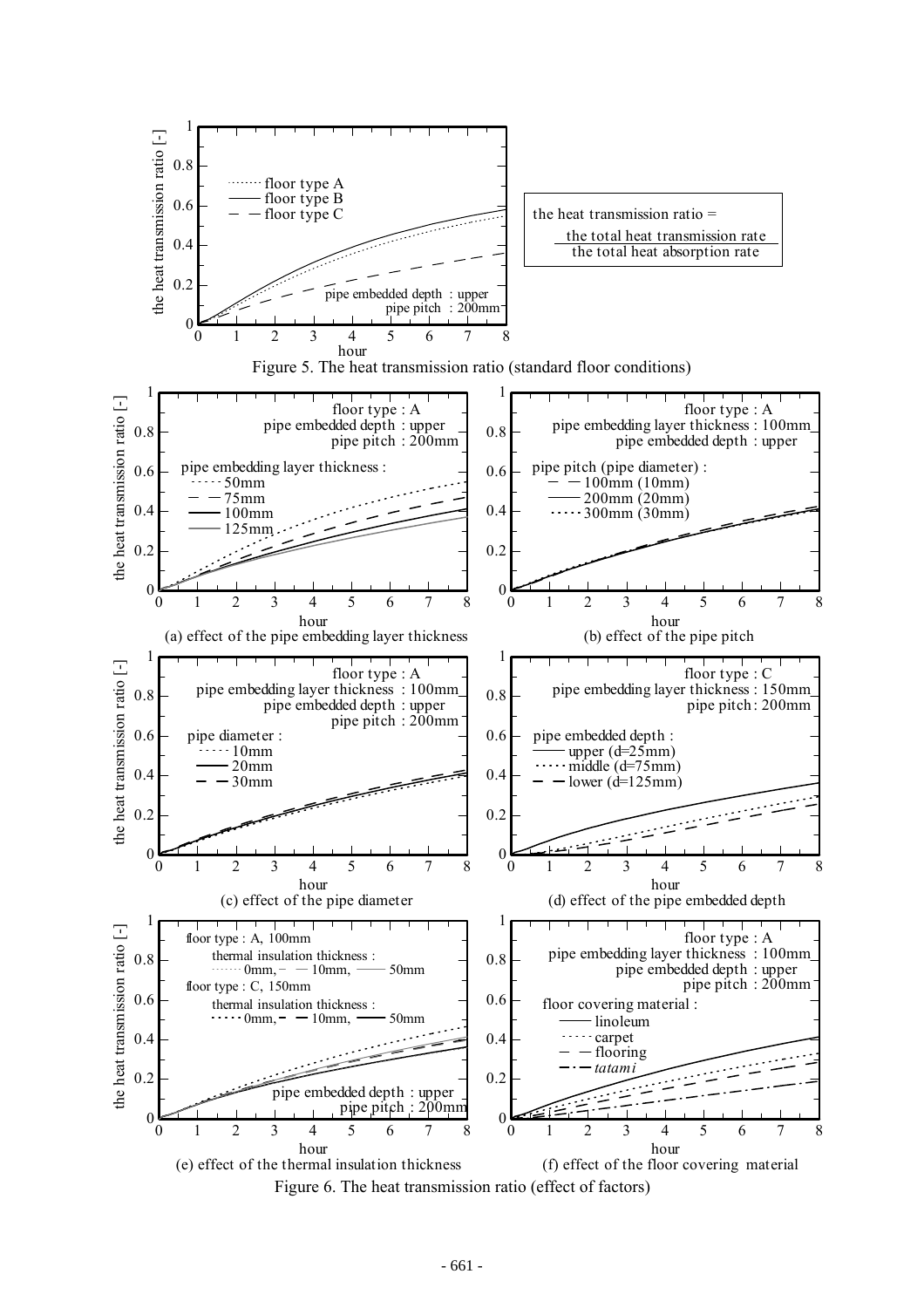the heat transmission ratio = $\frac{\text{the total heat transmission rate}}{\text{the total heat absorption rate}}$

Figure 5. The heat transmission ratio (standard floor conditions)

(a) effect of the pipe embedding layer thickness

(b) effect of the pipe pitch

(c) effect of the pipe diameter

(d) effect of the pipe embedded depth

(e) effect of the thermal insulation thickness

(f) effect of the floor covering material

Figure 6. The heat transmission ratio (effect of factors)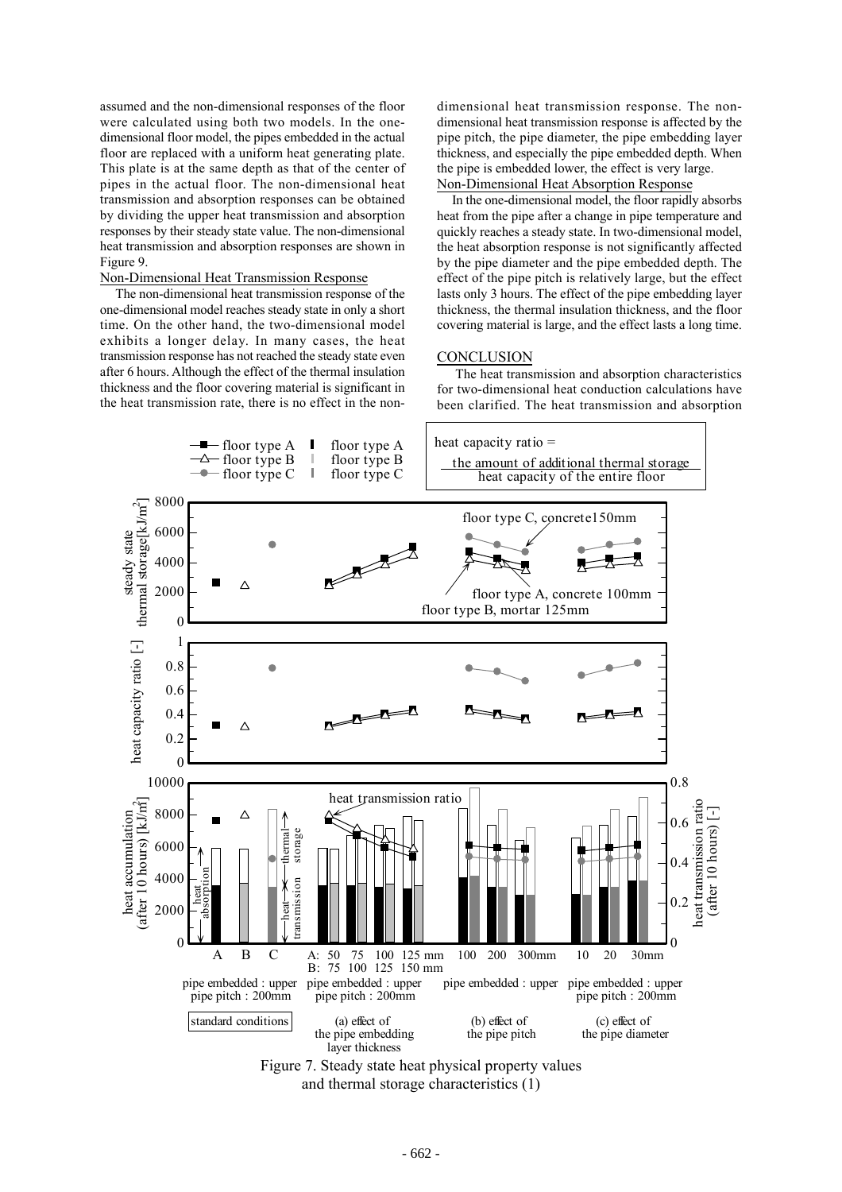assumed and the non-dimensional responses of the floor were calculated using both two models. In the one-dimensional floor model, the pipes embedded in the actual floor are replaced with a uniform heat generating plate. This plate is at the same depth as that of the center of pipes in the actual floor. The non-dimensional heat transmission and absorption responses can be obtained by dividing the upper heat transmission and absorption responses by their steady state value. The non-dimensional heat transmission and absorption responses are shown in Figure 9.

Non-Dimensional Heat Transmission Response

The non-dimensional heat transmission response of the one-dimensional model reaches steady state in only a short time. On the other hand, the two-dimensional model exhibits a longer delay. In many cases, the heat transmission response has not reached the steady state even after 6 hours. Although the effect of the thermal insulation thickness and the floor covering material is significant in the heat transmission rate, there is no effect in the non-dimensional heat transmission response. The non-dimensional heat transmission response is affected by the pipe pitch, the pipe diameter, the pipe embedding layer thickness, and especially the pipe embedded depth. When the pipe is embedded lower, the effect is very large.

Non-Dimensional Heat Absorption Response

In the one-dimensional model, the floor rapidly absorbs heat from the pipe after a change in pipe temperature and quickly reaches a steady state. In two-dimensional model, the heat absorption response is not significantly affected by the pipe diameter and the pipe embedded depth. The effect of the pipe pitch is relatively large, but the effect lasts only 3 hours. The effect of the pipe embedding layer thickness, the thermal insulation thickness, and the floor covering material is large, and the effect lasts a long time.

## CONCLUSION

The heat transmission and absorption characteristics for two-dimensional heat conduction calculations have been clarified. The heat transmission and absorption

Figure 7. Steady state heat physical property values and thermal storage characteristics (1)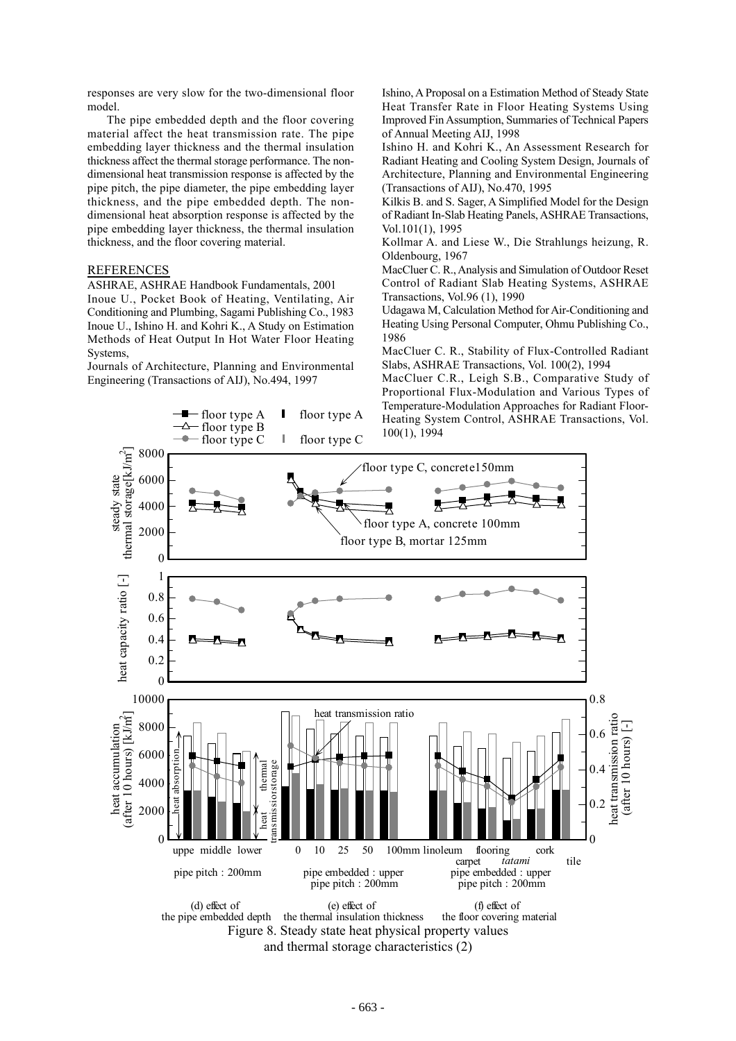responses are very slow for the two-dimensional floor model.

The pipe embedded depth and the floor covering material affect the heat transmission rate. The pipe embedding layer thickness and the thermal insulation thickness affect the thermal storage performance. The non-dimensional heat transmission response is affected by the pipe pitch, the pipe diameter, the pipe embedding layer thickness, and the pipe embedded depth. The non-dimensional heat absorption response is affected by the pipe embedding layer thickness, the thermal insulation thickness, and the floor covering material.

## REFERENCES

ASHRAE, ASHRAE Handbook Fundamentals, 2001

Inoue U., Pocket Book of Heating, Ventilating, Air Conditioning and Plumbing, Sagami Publishing Co., 1983

Inoue U., Ishino H. and Kohri K., A Study on Estimation Methods of Heat Output In Hot Water Floor Heating Systems,

Journals of Architecture, Planning and Environmental Engineering (Transactions of AIJ), No.494, 1997

Ishino, A Proposal on a Estimation Method of Steady State Heat Transfer Rate in Floor Heating Systems Using Improved Fin Assumption, Summaries of Technical Papers of Annual Meeting AIJ, 1998

Ishino H. and Kohri K., An Assessment Research for Radiant Heating and Cooling System Design, Journals of Architecture, Planning and Environmental Engineering (Transactions of AIJ), No.470, 1995

Kilkis B. and S. Sager, A Simplified Model for the Design of Radiant In-Slab Heating Panels, ASHRAE Transactions, Vol.101(1), 1995

Kollmar A. and Liese W., Die Strahlungs heizung, R. Oldenbourg, 1967

MacCluer C. R., Analysis and Simulation of Outdoor Reset Control of Radiant Slab Heating Systems, ASHRAE Transactions, Vol.96 (1), 1990

Udagawa M, Calculation Method for Air-Conditioning and Heating Using Personal Computer, Ohmu Publishing Co., 1986

MacCluer C. R., Stability of Flux-Controlled Radiant Slabs, ASHRAE Transactions, Vol. 100(2), 1994

MacCluer C.R., Leigh S.B., Comparative Study of Proportional Flux-Modulation and Various Types of Temperature-Modulation Approaches for Radiant Floor-Heating System Control, ASHRAE Transactions, Vol. 100(1), 1994

Figure 8. Steady state heat physical property values and thermal storage characteristics (2)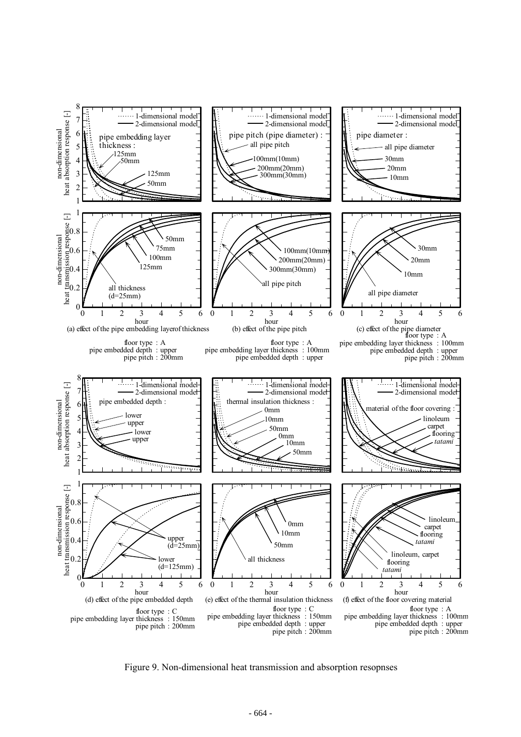non-dimensional heat absorption response [-]

1-dimensional model
2-dimensional model

pipe embedding layer thickness :
125mm
50mm
125mm
50mm

pipe pitch (pipe diameter) :
all pipe pitch
100mm(10mm)
200mm(20mm)
300mm(30mm)

pipe diameter :
all pipe diameter
30mm
20mm
10mm

non-dimensional heat transmission response [-]

50mm
75mm
100mm
125mm
all thickness
(d=25mm)

100mm(10mm)
200mm(20mm)
300mm(30mm)
all pipe pitch

30mm
20mm
10mm
all pipe diameter

hour

(a) effect of the pipe embedding layerof thickness

floor type : A
pipe embedded depth : upper
pipe pitch : 200mm

(b) effect of the pipe pitch

floor type : A
pipe embedding layer thickness : 100mm
pipe embedded depth : upper

(c) effect of the pipe diameter

floor type : A
pipe embedding layer thickness : 100mm
pipe embedded depth : upper
pipe pitch : 200mm

1-dimensional model
2-dimensional model

pipe embedded depth :
lower
upper
lower
upper

thermal insulation thickness :
0mm
10mm
50mm
0mm
10mm
50mm

material of the floor covering :
linoleum
carpet
flooring
*tatami*

upper
(d=25mm)
lower
(d=125mm)

0mm
10mm
50mm
all thickness

linoleum
carpet
flooring
*tatami*
linoleum, carpet
flooring
*tatami*

hour

(d) effect of the pipe embedded depth

floor type : C
pipe embedding layer thickness : 150mm
pipe pitch : 200mm

(e) effect of the thermal insulation thickness

floor type : C
pipe embedding layer thickness : 150mm
pipe embedded depth : upper
pipe pitch : 200mm

(f) effect of the floor covering material

floor type : A
pipe embedding layer thickness : 100mm
pipe embedded depth : upper
pipe pitch : 200mm

Figure 9. Non-dimensional heat transmission and absorption resopnses